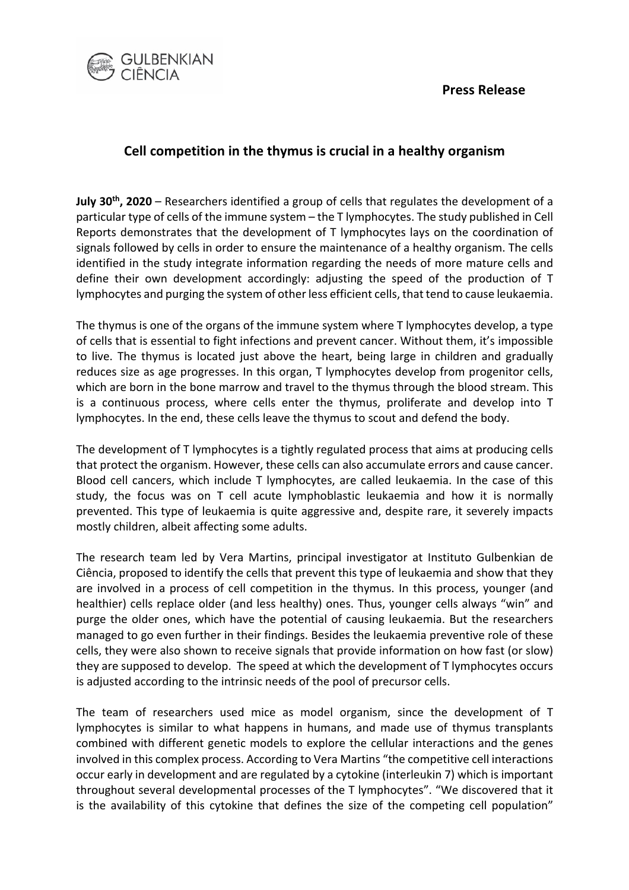**Press Release**

## Cell competition in the thymus is crucial in a healthy organism

**July 30th, 2020** – Researchers identified a group of cells that regulates the development of a particular type of cells of the immune system – the T lymphocytes. The study published in Cell Reports demonstrates that the development of T lymphocytes lays on the coordination of signals followed by cells in order to ensure the maintenance of a healthy organism. The cells identified in the study integrate information regarding the needs of more mature cells and define their own development accordingly: adjusting the speed of the production of T lymphocytes and purging the system of other less efficient cells, that tend to cause leukaemia.

The thymus is one of the organs of the immune system where T lymphocytes develop, a type of cells that is essential to fight infections and prevent cancer. Without them, it's impossible to live. The thymus is located just above the heart, being large in children and gradually reduces size as age progresses. In this organ, T lymphocytes develop from progenitor cells, which are born in the bone marrow and travel to the thymus through the blood stream. This is a continuous process, where cells enter the thymus, proliferate and develop into T lymphocytes. In the end, these cells leave the thymus to scout and defend the body.

The development of T lymphocytes is a tightly regulated process that aims at producing cells that protect the organism. However, these cells can also accumulate errors and cause cancer. Blood cell cancers, which include T lymphocytes, are called leukaemia. In the case of this study, the focus was on T cell acute lymphoblastic leukaemia and how it is normally prevented. This type of leukaemia is quite aggressive and, despite rare, it severely impacts mostly children, albeit affecting some adults.

The research team led by Vera Martins, principal investigator at Instituto Gulbenkian de Ciência, proposed to identify the cells that prevent this type of leukaemia and show that they are involved in a process of cell competition in the thymus. In this process, younger (and healthier) cells replace older (and less healthy) ones. Thus, younger cells always "win" and purge the older ones, which have the potential of causing leukaemia. But the researchers managed to go even further in their findings. Besides the leukaemia preventive role of these cells, they were also shown to receive signals that provide information on how fast (or slow) they are supposed to develop. The speed at which the development of T lymphocytes occurs is adjusted according to the intrinsic needs of the pool of precursor cells.

The team of researchers used mice as model organism, since the development of T lymphocytes is similar to what happens in humans, and made use of thymus transplants combined with different genetic models to explore the cellular interactions and the genes involved in this complex process. According to Vera Martins "the competitive cell interactions occur early in development and are regulated by a cytokine (interleukin 7) which is important throughout several developmental processes of the T lymphocytes". "We discovered that it is the availability of this cytokine that defines the size of the competing cell population"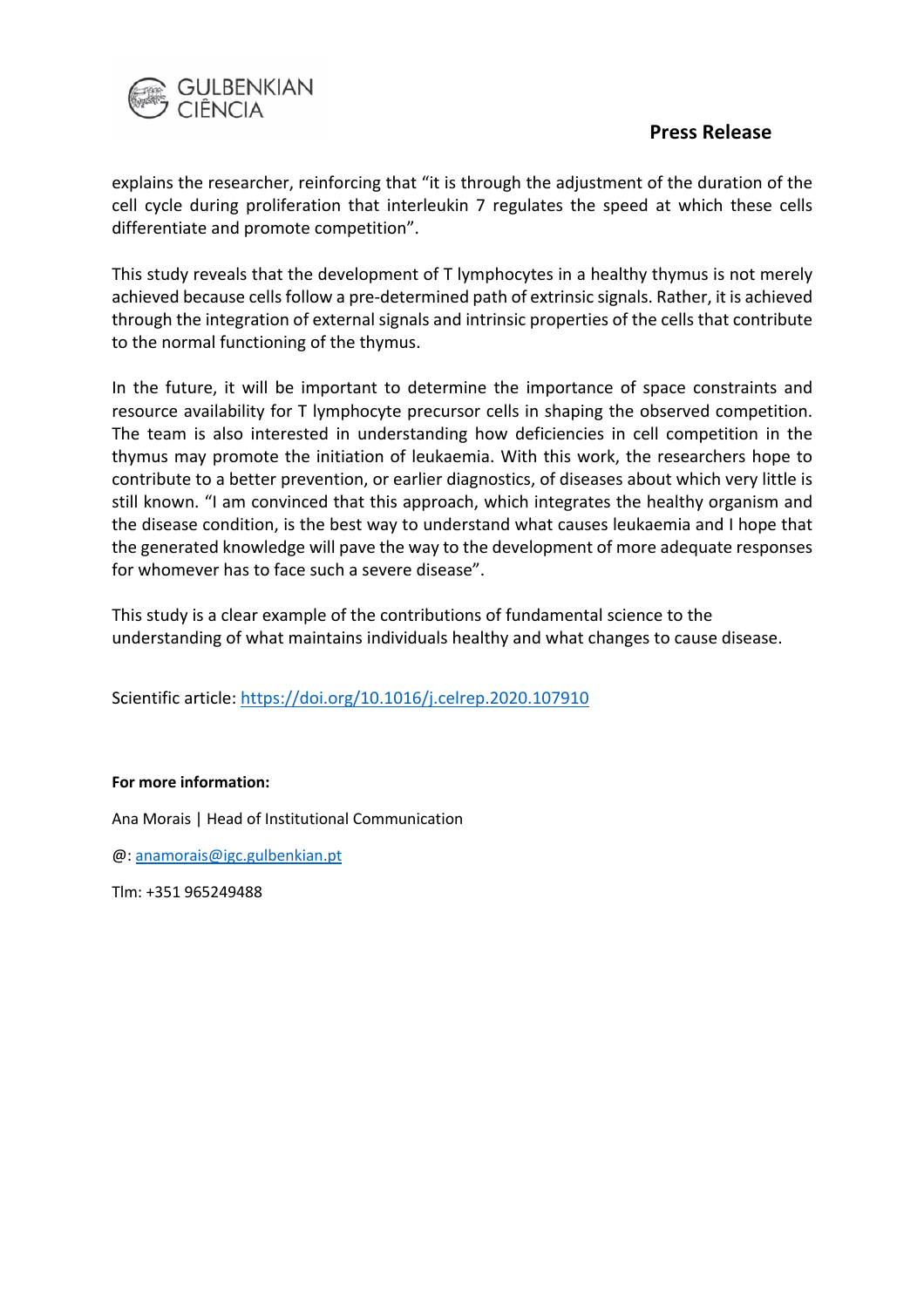explains the researcher, reinforcing that "it is through the adjustment of the duration of the cell cycle during proliferation that interleukin 7 regulates the speed at which these cells differentiate and promote competition".

This study reveals that the development of T lymphocytes in a healthy thymus is not merely achieved because cells follow a pre-determined path of extrinsic signals. Rather, it is achieved through the integration of external signals and intrinsic properties of the cells that contribute to the normal functioning of the thymus.

In the future, it will be important to determine the importance of space constraints and resource availability for T lymphocyte precursor cells in shaping the observed competition. The team is also interested in understanding how deficiencies in cell competition in the thymus may promote the initiation of leukaemia. With this work, the researchers hope to contribute to a better prevention, or earlier diagnostics, of diseases about which very little is still known. "I am convinced that this approach, which integrates the healthy organism and the disease condition, is the best way to understand what causes leukaemia and I hope that the generated knowledge will pave the way to the development of more adequate responses for whomever has to face such a severe disease".

This study is a clear example of the contributions of fundamental science to the understanding of what maintains individuals healthy and what changes to cause disease.

Scientific article: https://doi.org/10.1016/j.celrep.2020.107910

**For more information:**

Ana Morais | Head of Institutional Communication

@: anamorais@igc.gulbenkian.pt

Tlm: +351 965249488